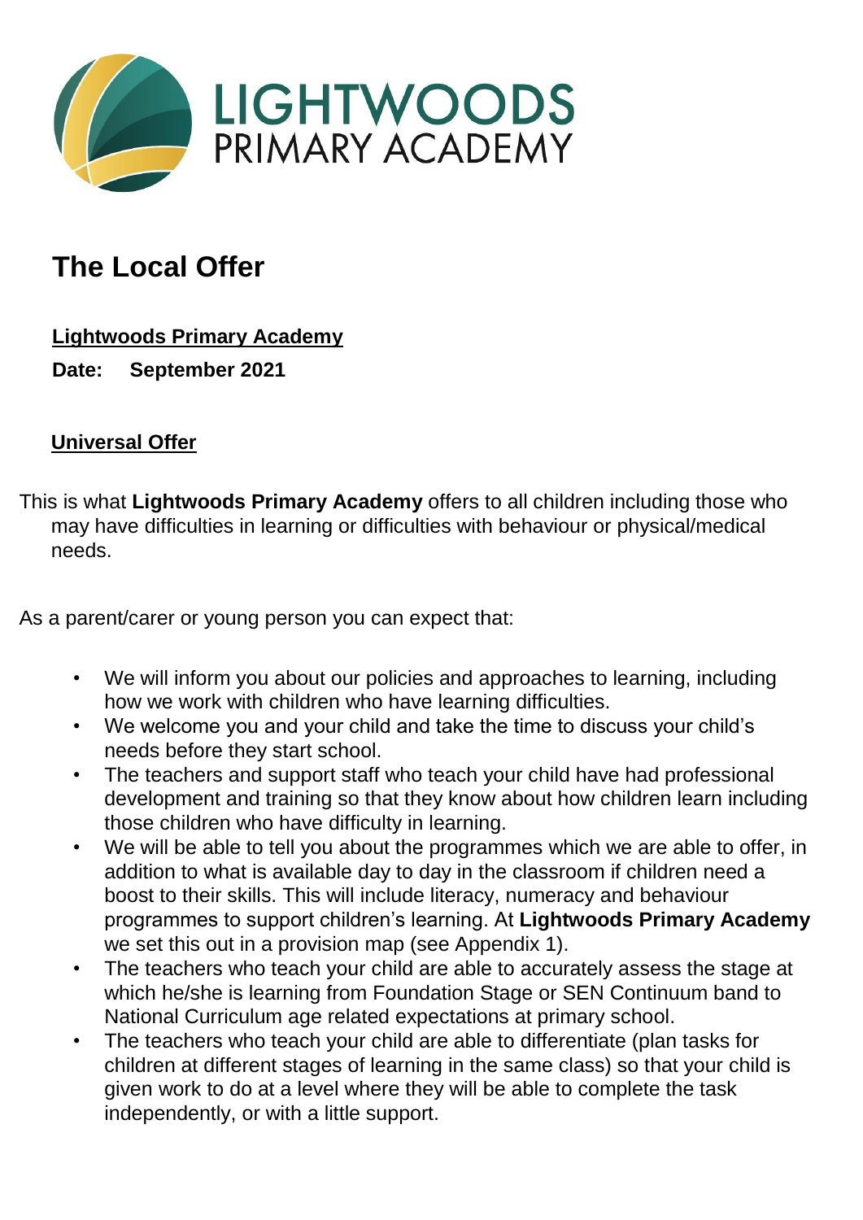**LIGHTWOODS PRIMARY ACADEMY**

# The Local Offer

**Lightwoods Primary Academy**

**Date: September 2021**

## Universal Offer

This is what **Lightwoods Primary Academy** offers to all children including those who may have difficulties in learning or difficulties with behaviour or physical/medical needs.

As a parent/carer or young person you can expect that:

- We will inform you about our policies and approaches to learning, including how we work with children who have learning difficulties.
- We welcome you and your child and take the time to discuss your child's needs before they start school.
- The teachers and support staff who teach your child have had professional development and training so that they know about how children learn including those children who have difficulty in learning.
- We will be able to tell you about the programmes which we are able to offer, in addition to what is available day to day in the classroom if children need a boost to their skills. This will include literacy, numeracy and behaviour programmes to support children's learning. At **Lightwoods Primary Academy** we set this out in a provision map (see Appendix 1).
- The teachers who teach your child are able to accurately assess the stage at which he/she is learning from Foundation Stage or SEN Continuum band to National Curriculum age related expectations at primary school.
- The teachers who teach your child are able to differentiate (plan tasks for children at different stages of learning in the same class) so that your child is given work to do at a level where they will be able to complete the task independently, or with a little support.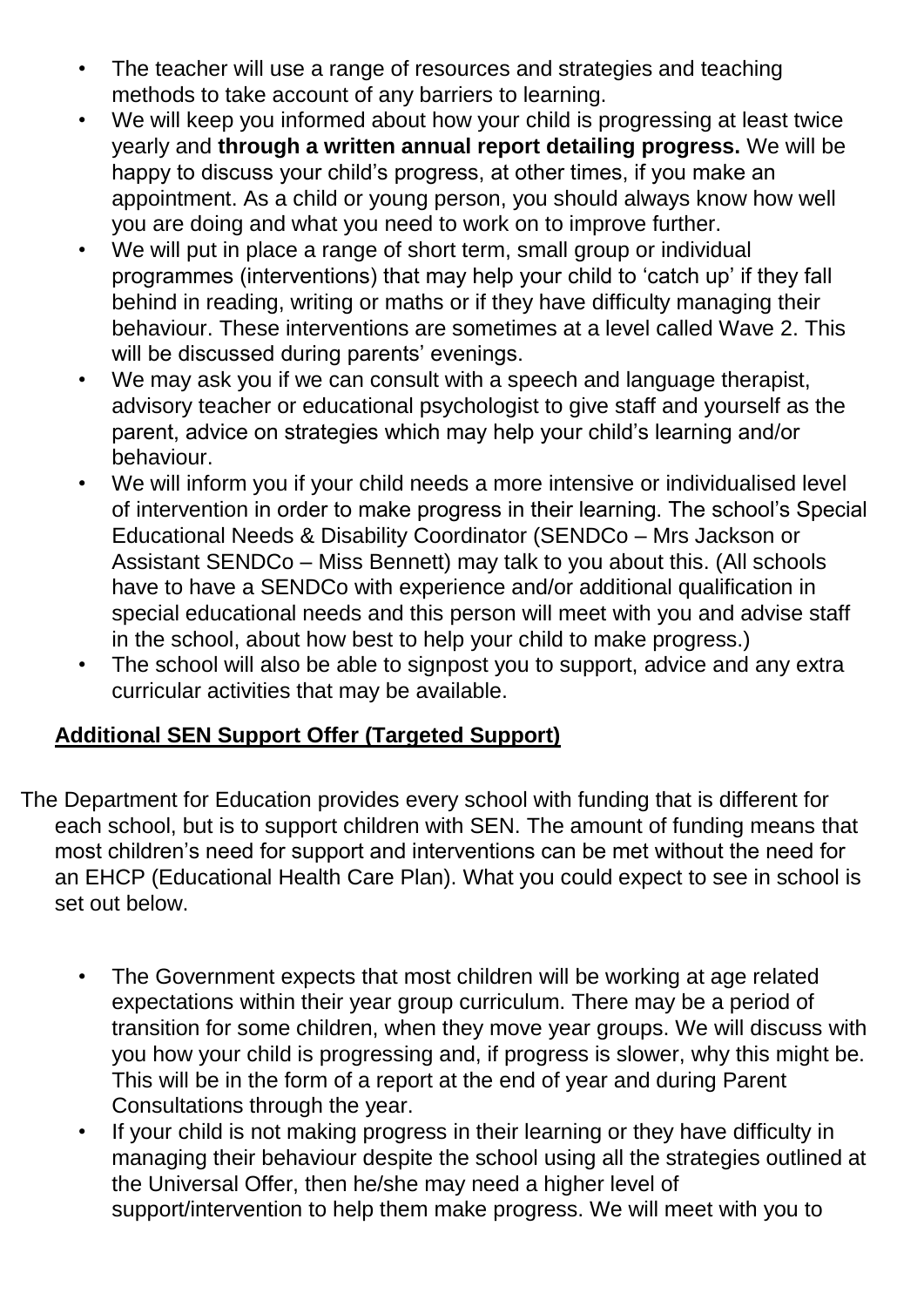- The teacher will use a range of resources and strategies and teaching methods to take account of any barriers to learning.
- We will keep you informed about how your child is progressing at least twice yearly and **through a written annual report detailing progress.** We will be happy to discuss your child's progress, at other times, if you make an appointment. As a child or young person, you should always know how well you are doing and what you need to work on to improve further.
- We will put in place a range of short term, small group or individual programmes (interventions) that may help your child to 'catch up' if they fall behind in reading, writing or maths or if they have difficulty managing their behaviour. These interventions are sometimes at a level called Wave 2. This will be discussed during parents' evenings.
- We may ask you if we can consult with a speech and language therapist, advisory teacher or educational psychologist to give staff and yourself as the parent, advice on strategies which may help your child's learning and/or behaviour.
- We will inform you if your child needs a more intensive or individualised level of intervention in order to make progress in their learning. The school's Special Educational Needs & Disability Coordinator (SENDCo – Mrs Jackson or Assistant SENDCo – Miss Bennett) may talk to you about this. (All schools have to have a SENDCo with experience and/or additional qualification in special educational needs and this person will meet with you and advise staff in the school, about how best to help your child to make progress.)
- The school will also be able to signpost you to support, advice and any extra curricular activities that may be available.

## Additional SEN Support Offer (Targeted Support)

The Department for Education provides every school with funding that is different for each school, but is to support children with SEN. The amount of funding means that most children's need for support and interventions can be met without the need for an EHCP (Educational Health Care Plan). What you could expect to see in school is set out below.

- The Government expects that most children will be working at age related expectations within their year group curriculum. There may be a period of transition for some children, when they move year groups. We will discuss with you how your child is progressing and, if progress is slower, why this might be. This will be in the form of a report at the end of year and during Parent Consultations through the year.
- If your child is not making progress in their learning or they have difficulty in managing their behaviour despite the school using all the strategies outlined at the Universal Offer, then he/she may need a higher level of support/intervention to help them make progress. We will meet with you to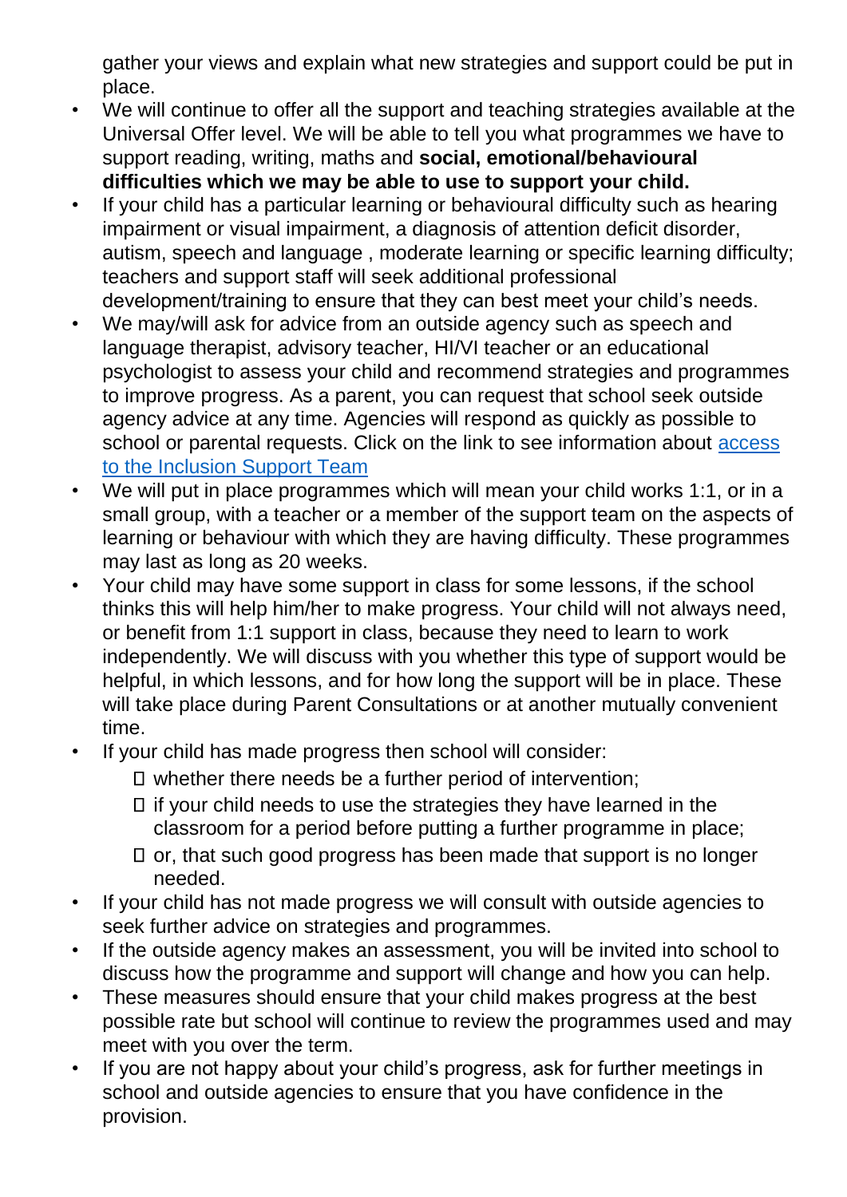gather your views and explain what new strategies and support could be put in place.

- We will continue to offer all the support and teaching strategies available at the Universal Offer level. We will be able to tell you what programmes we have to support reading, writing, maths and **social, emotional/behavioural difficulties which we may be able to use to support your child.**
- If your child has a particular learning or behavioural difficulty such as hearing impairment or visual impairment, a diagnosis of attention deficit disorder, autism, speech and language , moderate learning or specific learning difficulty; teachers and support staff will seek additional professional development/training to ensure that they can best meet your child's needs.
- We may/will ask for advice from an outside agency such as speech and language therapist, advisory teacher, HI/VI teacher or an educational psychologist to assess your child and recommend strategies and programmes to improve progress. As a parent, you can request that school seek outside agency advice at any time. Agencies will respond as quickly as possible to school or parental requests. Click on the link to see information about access to the Inclusion Support Team
- We will put in place programmes which will mean your child works 1:1, or in a small group, with a teacher or a member of the support team on the aspects of learning or behaviour with which they are having difficulty. These programmes may last as long as 20 weeks.
- Your child may have some support in class for some lessons, if the school thinks this will help him/her to make progress. Your child will not always need, or benefit from 1:1 support in class, because they need to learn to work independently. We will discuss with you whether this type of support would be helpful, in which lessons, and for how long the support will be in place. These will take place during Parent Consultations or at another mutually convenient time.
- If your child has made progress then school will consider:
  - whether there needs be a further period of intervention;
  - if your child needs to use the strategies they have learned in the classroom for a period before putting a further programme in place;
  - or, that such good progress has been made that support is no longer needed.
- If your child has not made progress we will consult with outside agencies to seek further advice on strategies and programmes.
- If the outside agency makes an assessment, you will be invited into school to discuss how the programme and support will change and how you can help.
- These measures should ensure that your child makes progress at the best possible rate but school will continue to review the programmes used and may meet with you over the term.
- If you are not happy about your child's progress, ask for further meetings in school and outside agencies to ensure that you have confidence in the provision.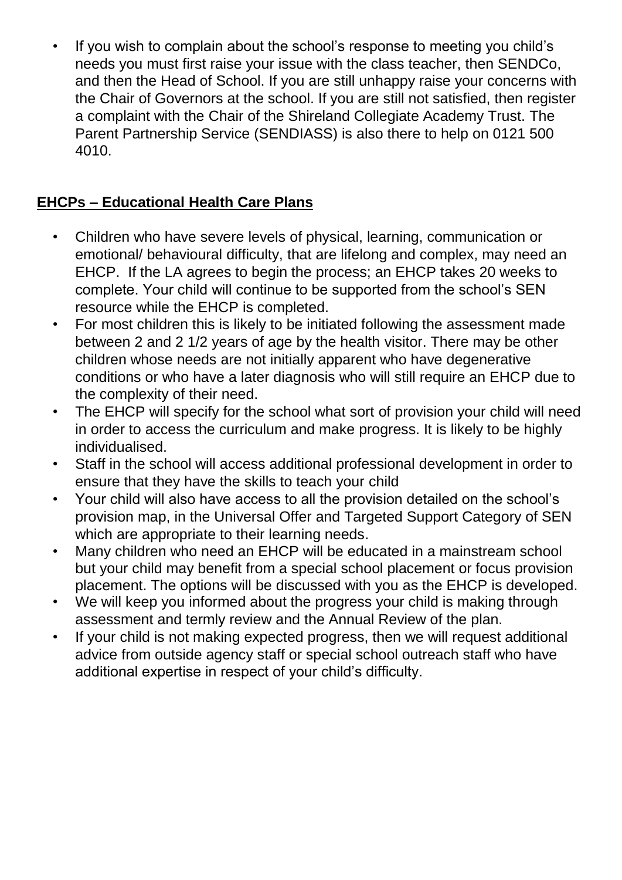- If you wish to complain about the school's response to meeting you child's needs you must first raise your issue with the class teacher, then SENDCo, and then the Head of School. If you are still unhappy raise your concerns with the Chair of Governors at the school. If you are still not satisfied, then register a complaint with the Chair of the Shireland Collegiate Academy Trust. The Parent Partnership Service (SENDIASS) is also there to help on 0121 500 4010.

## **EHCPs – Educational Health Care Plans**

- Children who have severe levels of physical, learning, communication or emotional/ behavioural difficulty, that are lifelong and complex, may need an EHCP. If the LA agrees to begin the process; an EHCP takes 20 weeks to complete. Your child will continue to be supported from the school's SEN resource while the EHCP is completed.
- For most children this is likely to be initiated following the assessment made between 2 and 2 1/2 years of age by the health visitor. There may be other children whose needs are not initially apparent who have degenerative conditions or who have a later diagnosis who will still require an EHCP due to the complexity of their need.
- The EHCP will specify for the school what sort of provision your child will need in order to access the curriculum and make progress. It is likely to be highly individualised.
- Staff in the school will access additional professional development in order to ensure that they have the skills to teach your child
- Your child will also have access to all the provision detailed on the school's provision map, in the Universal Offer and Targeted Support Category of SEN which are appropriate to their learning needs.
- Many children who need an EHCP will be educated in a mainstream school but your child may benefit from a special school placement or focus provision placement. The options will be discussed with you as the EHCP is developed.
- We will keep you informed about the progress your child is making through assessment and termly review and the Annual Review of the plan.
- If your child is not making expected progress, then we will request additional advice from outside agency staff or special school outreach staff who have additional expertise in respect of your child's difficulty.